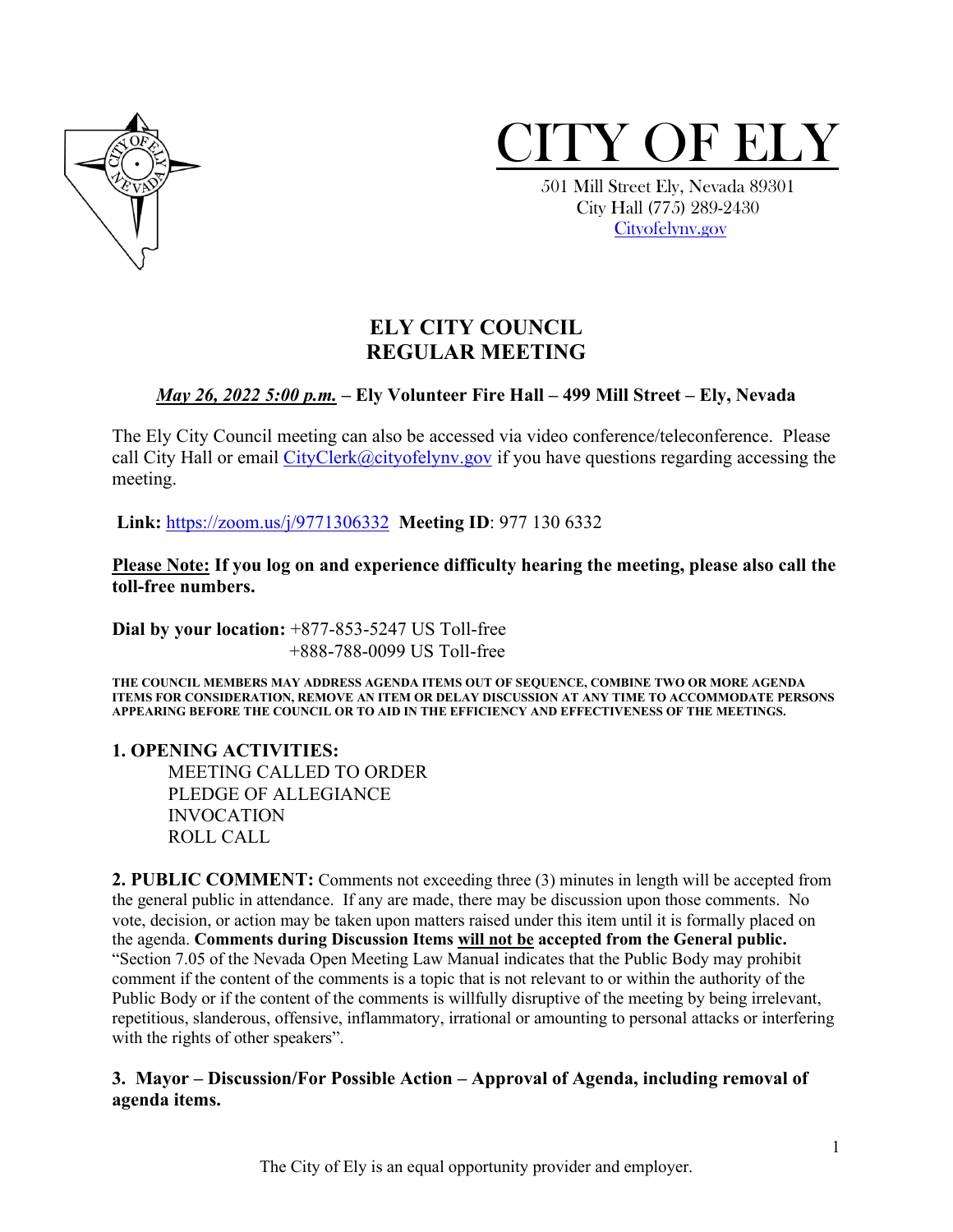# CITY OF ELY

501 Mill Street Ely, Nevada 89301
City Hall (775) 289-2430
Cityofelynv.gov

## ELY CITY COUNCIL
## REGULAR MEETING

***May 26, 2022 5:00 p.m.*** **– Ely Volunteer Fire Hall – 499 Mill Street – Ely, Nevada**

The Ely City Council meeting can also be accessed via video conference/teleconference. Please call City Hall or email CityClerk@cityofelynv.gov if you have questions regarding accessing the meeting.

**Link:** https://zoom.us/j/9771306332 **Meeting ID**: 977 130 6332

**Please Note: If you log on and experience difficulty hearing the meeting, please also call the toll-free numbers.**

**Dial by your location:** +877-853-5247 US Toll-free
+888-788-0099 US Toll-free

**THE COUNCIL MEMBERS MAY ADDRESS AGENDA ITEMS OUT OF SEQUENCE, COMBINE TWO OR MORE AGENDA ITEMS FOR CONSIDERATION, REMOVE AN ITEM OR DELAY DISCUSSION AT ANY TIME TO ACCOMMODATE PERSONS APPEARING BEFORE THE COUNCIL OR TO AID IN THE EFFICIENCY AND EFFECTIVENESS OF THE MEETINGS.**

**1. OPENING ACTIVITIES:**

MEETING CALLED TO ORDER
PLEDGE OF ALLEGIANCE
INVOCATION
ROLL CALL

**2. PUBLIC COMMENT:** Comments not exceeding three (3) minutes in length will be accepted from the general public in attendance. If any are made, there may be discussion upon those comments. No vote, decision, or action may be taken upon matters raised under this item until it is formally placed on the agenda. **Comments during Discussion Items will not be accepted from the General public.** "Section 7.05 of the Nevada Open Meeting Law Manual indicates that the Public Body may prohibit comment if the content of the comments is a topic that is not relevant to or within the authority of the Public Body or if the content of the comments is willfully disruptive of the meeting by being irrelevant, repetitious, slanderous, offensive, inflammatory, irrational or amounting to personal attacks or interfering with the rights of other speakers".

**3. Mayor – Discussion/For Possible Action – Approval of Agenda, including removal of agenda items.**

The City of Ely is an equal opportunity provider and employer.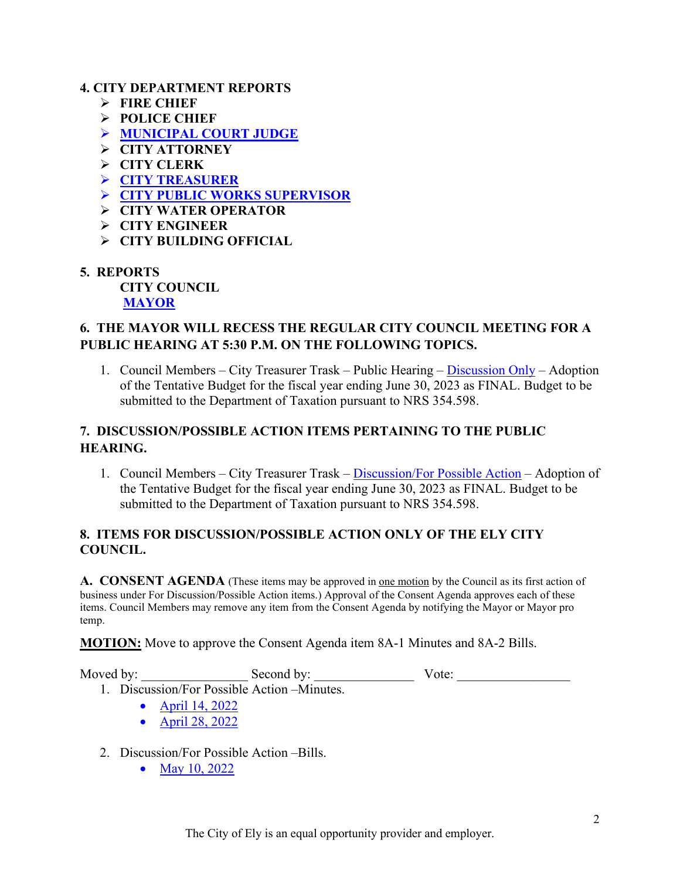**4. CITY DEPARTMENT REPORTS**

- **FIRE CHIEF**
- **POLICE CHIEF**
- **MUNICIPAL COURT JUDGE**
- **CITY ATTORNEY**
- **CITY CLERK**
- **CITY TREASURER**
- **CITY PUBLIC WORKS SUPERVISOR**
- **CITY WATER OPERATOR**
- **CITY ENGINEER**
- **CITY BUILDING OFFICIAL**

**5. REPORTS**

**CITY COUNCIL**

**MAYOR**

**6. THE MAYOR WILL RECESS THE REGULAR CITY COUNCIL MEETING FOR A PUBLIC HEARING AT 5:30 P.M. ON THE FOLLOWING TOPICS.**

1. Council Members – City Treasurer Trask – Public Hearing – Discussion Only – Adoption of the Tentative Budget for the fiscal year ending June 30, 2023 as FINAL. Budget to be submitted to the Department of Taxation pursuant to NRS 354.598.

**7. DISCUSSION/POSSIBLE ACTION ITEMS PERTAINING TO THE PUBLIC HEARING.**

1. Council Members – City Treasurer Trask – Discussion/For Possible Action – Adoption of the Tentative Budget for the fiscal year ending June 30, 2023 as FINAL. Budget to be submitted to the Department of Taxation pursuant to NRS 354.598.

**8. ITEMS FOR DISCUSSION/POSSIBLE ACTION ONLY OF THE ELY CITY COUNCIL.**

**A. CONSENT AGENDA** (These items may be approved in one motion by the Council as its first action of business under For Discussion/Possible Action items.) Approval of the Consent Agenda approves each of these items. Council Members may remove any item from the Consent Agenda by notifying the Mayor or Mayor pro temp.

**MOTION:** Move to approve the Consent Agenda item 8A-1 Minutes and 8A-2 Bills.

Moved by: ________________ Second by: _______________ Vote: _________________

1. Discussion/For Possible Action –Minutes.
   - April 14, 2022
   - April 28, 2022

2. Discussion/For Possible Action –Bills.
   - May 10, 2022

The City of Ely is an equal opportunity provider and employer.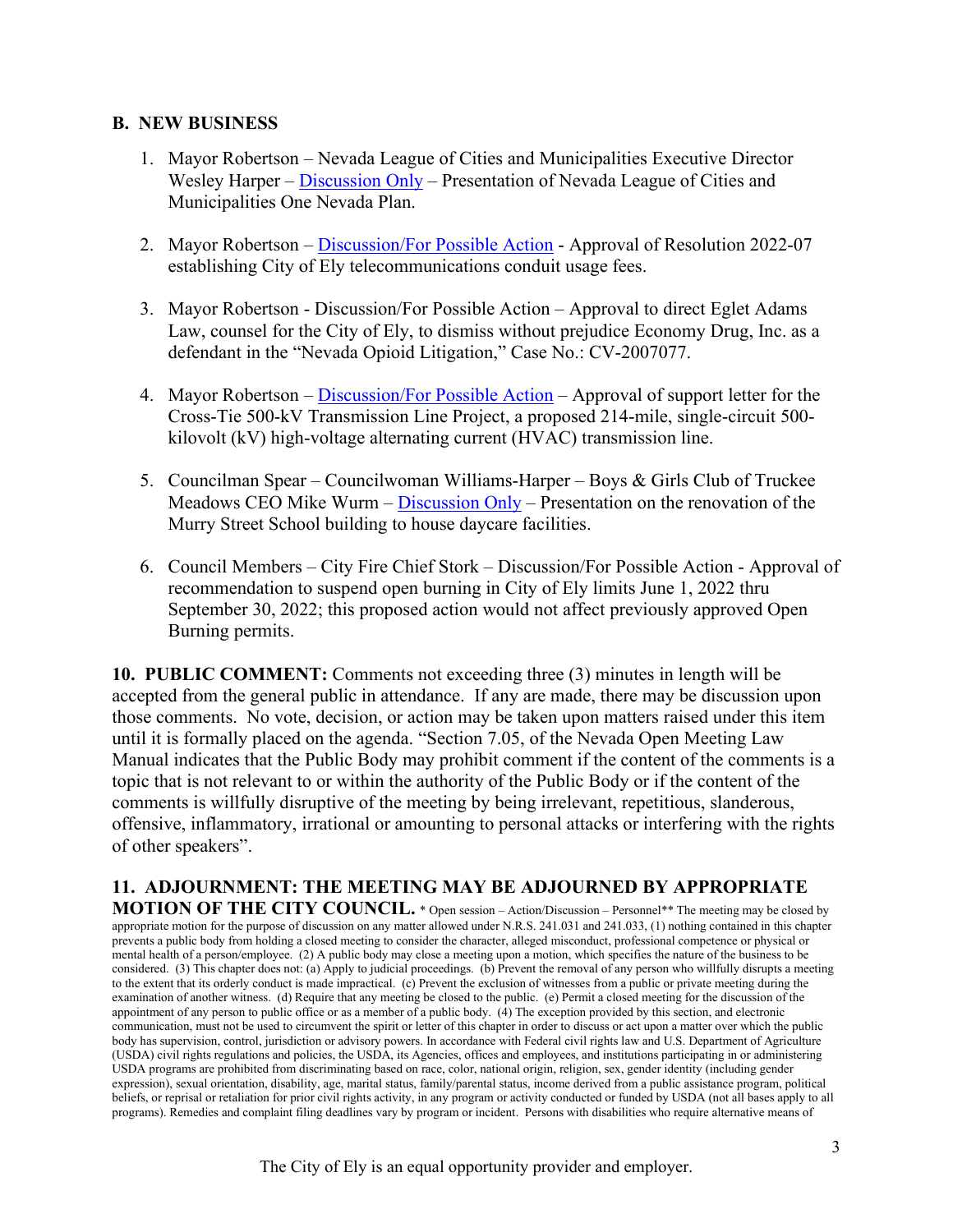**B. NEW BUSINESS**

1. Mayor Robertson – Nevada League of Cities and Municipalities Executive Director Wesley Harper – Discussion Only – Presentation of Nevada League of Cities and Municipalities One Nevada Plan.

2. Mayor Robertson – Discussion/For Possible Action - Approval of Resolution 2022-07 establishing City of Ely telecommunications conduit usage fees.

3. Mayor Robertson - Discussion/For Possible Action – Approval to direct Eglet Adams Law, counsel for the City of Ely, to dismiss without prejudice Economy Drug, Inc. as a defendant in the "Nevada Opioid Litigation," Case No.: CV-2007077.

4. Mayor Robertson – Discussion/For Possible Action – Approval of support letter for the Cross-Tie 500-kV Transmission Line Project, a proposed 214-mile, single-circuit 500-kilovolt (kV) high-voltage alternating current (HVAC) transmission line.

5. Councilman Spear – Councilwoman Williams-Harper – Boys & Girls Club of Truckee Meadows CEO Mike Wurm – Discussion Only – Presentation on the renovation of the Murry Street School building to house daycare facilities.

6. Council Members – City Fire Chief Stork – Discussion/For Possible Action - Approval of recommendation to suspend open burning in City of Ely limits June 1, 2022 thru September 30, 2022; this proposed action would not affect previously approved Open Burning permits.

**10. PUBLIC COMMENT:** Comments not exceeding three (3) minutes in length will be accepted from the general public in attendance. If any are made, there may be discussion upon those comments. No vote, decision, or action may be taken upon matters raised under this item until it is formally placed on the agenda. "Section 7.05, of the Nevada Open Meeting Law Manual indicates that the Public Body may prohibit comment if the content of the comments is a topic that is not relevant to or within the authority of the Public Body or if the content of the comments is willfully disruptive of the meeting by being irrelevant, repetitious, slanderous, offensive, inflammatory, irrational or amounting to personal attacks or interfering with the rights of other speakers".

**11. ADJOURNMENT: THE MEETING MAY BE ADJOURNED BY APPROPRIATE MOTION OF THE CITY COUNCIL.** * Open session – Action/Discussion – Personnel** The meeting may be closed by appropriate motion for the purpose of discussion on any matter allowed under N.R.S. 241.031 and 241.033, (1) nothing contained in this chapter prevents a public body from holding a closed meeting to consider the character, alleged misconduct, professional competence or physical or mental health of a person/employee. (2) A public body may close a meeting upon a motion, which specifies the nature of the business to be considered. (3) This chapter does not: (a) Apply to judicial proceedings. (b) Prevent the removal of any person who willfully disrupts a meeting to the extent that its orderly conduct is made impractical. (c) Prevent the exclusion of witnesses from a public or private meeting during the examination of another witness. (d) Require that any meeting be closed to the public. (e) Permit a closed meeting for the discussion of the appointment of any person to public office or as a member of a public body. (4) The exception provided by this section, and electronic communication, must not be used to circumvent the spirit or letter of this chapter in order to discuss or act upon a matter over which the public body has supervision, control, jurisdiction or advisory powers. In accordance with Federal civil rights law and U.S. Department of Agriculture (USDA) civil rights regulations and policies, the USDA, its Agencies, offices and employees, and institutions participating in or administering USDA programs are prohibited from discriminating based on race, color, national origin, religion, sex, gender identity (including gender expression), sexual orientation, disability, age, marital status, family/parental status, income derived from a public assistance program, political beliefs, or reprisal or retaliation for prior civil rights activity, in any program or activity conducted or funded by USDA (not all bases apply to all programs). Remedies and complaint filing deadlines vary by program or incident. Persons with disabilities who require alternative means of

The City of Ely is an equal opportunity provider and employer.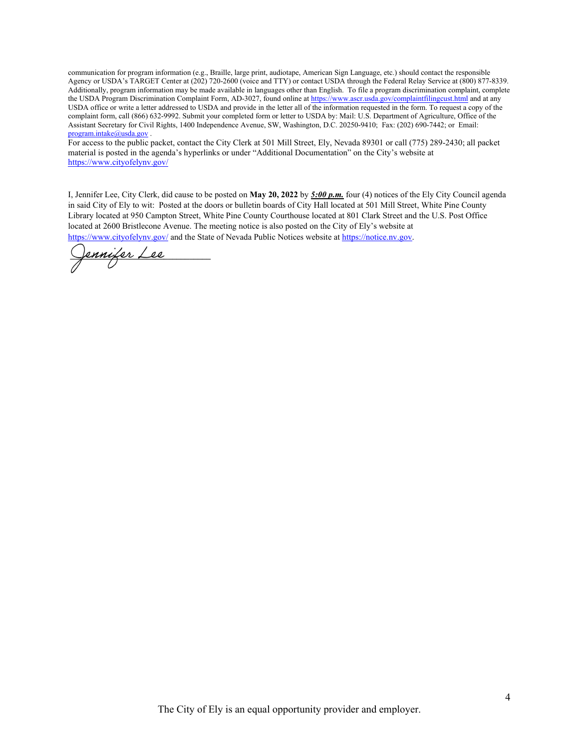communication for program information (e.g., Braille, large print, audiotape, American Sign Language, etc.) should contact the responsible Agency or USDA's TARGET Center at (202) 720-2600 (voice and TTY) or contact USDA through the Federal Relay Service at (800) 877-8339. Additionally, program information may be made available in languages other than English. To file a program discrimination complaint, complete the USDA Program Discrimination Complaint Form, AD-3027, found online at https://www.ascr.usda.gov/complaintfilingcust.html and at any USDA office or write a letter addressed to USDA and provide in the letter all of the information requested in the form. To request a copy of the complaint form, call (866) 632-9992. Submit your completed form or letter to USDA by: Mail: U.S. Department of Agriculture, Office of the Assistant Secretary for Civil Rights, 1400 Independence Avenue, SW, Washington, D.C. 20250-9410; Fax: (202) 690-7442; or Email: program.intake@usda.gov .

For access to the public packet, contact the City Clerk at 501 Mill Street, Ely, Nevada 89301 or call (775) 289-2430; all packet material is posted in the agenda's hyperlinks or under "Additional Documentation" on the City's website at https://www.cityofelynv.gov/

I, Jennifer Lee, City Clerk, did cause to be posted on **May 20, 2022** by ***5:00 p.m.*** four (4) notices of the Ely City Council agenda in said City of Ely to wit: Posted at the doors or bulletin boards of City Hall located at 501 Mill Street, White Pine County Library located at 950 Campton Street, White Pine County Courthouse located at 801 Clark Street and the U.S. Post Office located at 2600 Bristlecone Avenue. The meeting notice is also posted on the City of Ely's website at https://www.cityofelynv.gov/ and the State of Nevada Public Notices website at https://notice.nv.gov.

Jennifer Lee

The City of Ely is an equal opportunity provider and employer.